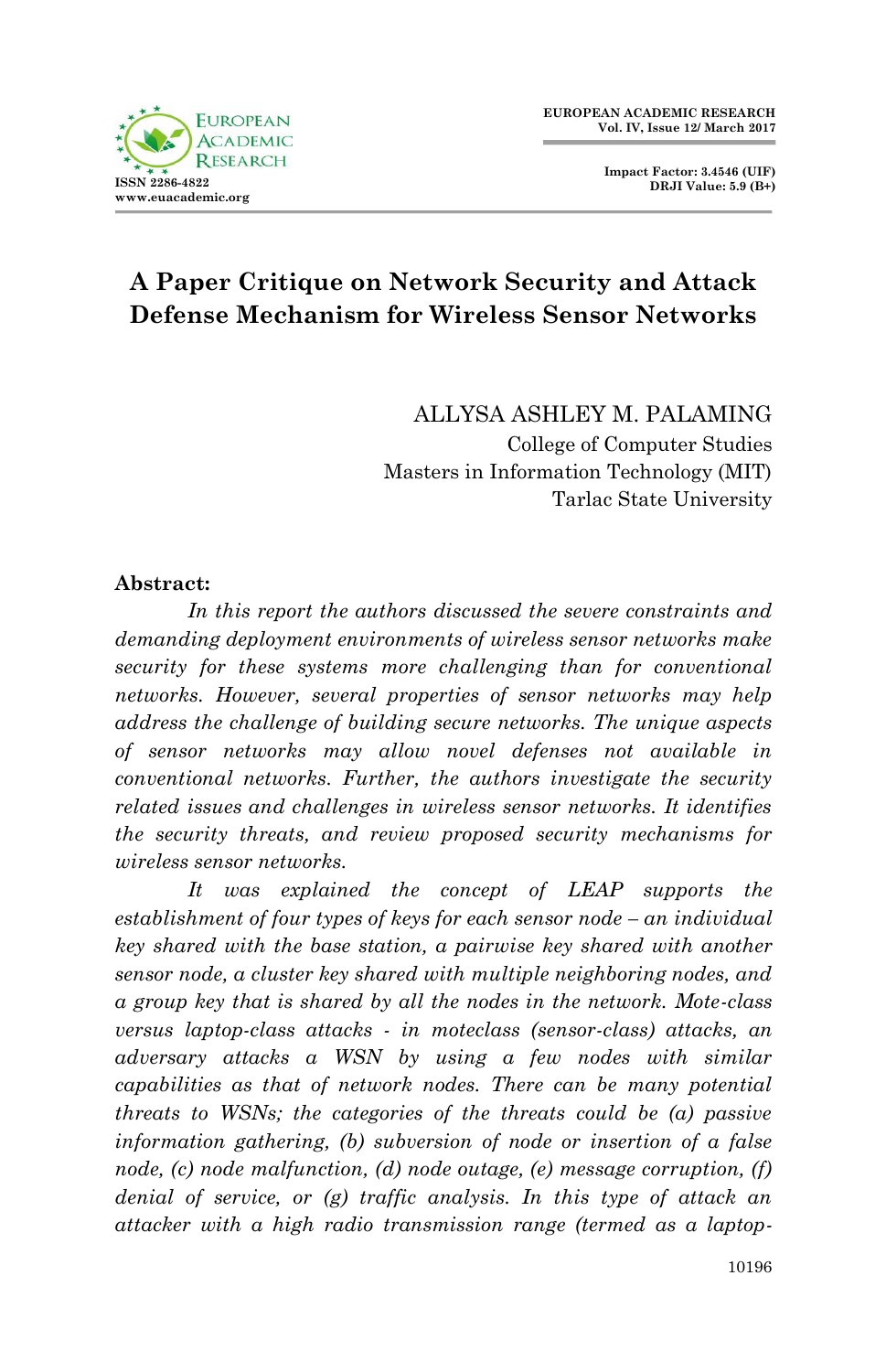# A Paper Critique on Network Security and Attack Defense Mechanism for Wireless Sensor Networks

ALLYSA ASHLEY M. PALAMING
College of Computer Studies
Masters in Information Technology (MIT)
Tarlac State University

**Abstract:**

*In this report the authors discussed the severe constraints and demanding deployment environments of wireless sensor networks make security for these systems more challenging than for conventional networks. However, several properties of sensor networks may help address the challenge of building secure networks. The unique aspects of sensor networks may allow novel defenses not available in conventional networks. Further, the authors investigate the security related issues and challenges in wireless sensor networks. It identifies the security threats, and review proposed security mechanisms for wireless sensor networks.*

*It was explained the concept of LEAP supports the establishment of four types of keys for each sensor node – an individual key shared with the base station, a pairwise key shared with another sensor node, a cluster key shared with multiple neighboring nodes, and a group key that is shared by all the nodes in the network. Mote-class versus laptop-class attacks - in moteclass (sensor-class) attacks, an adversary attacks a WSN by using a few nodes with similar capabilities as that of network nodes. There can be many potential threats to WSNs; the categories of the threats could be (a) passive information gathering, (b) subversion of node or insertion of a false node, (c) node malfunction, (d) node outage, (e) message corruption, (f) denial of service, or (g) traffic analysis. In this type of attack an attacker with a high radio transmission range (termed as a laptop-*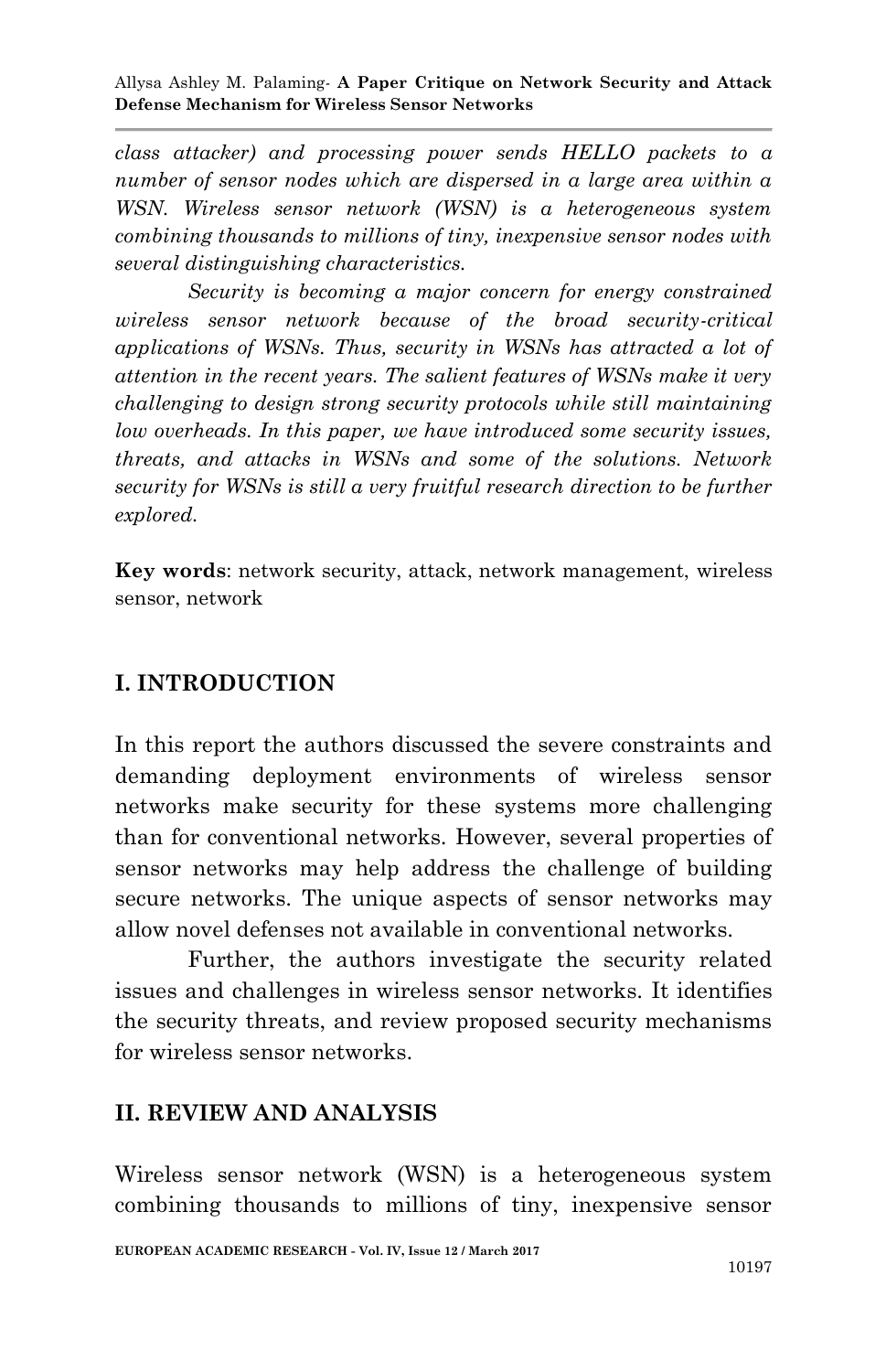*class attacker) and processing power sends HELLO packets to a number of sensor nodes which are dispersed in a large area within a WSN. Wireless sensor network (WSN) is a heterogeneous system combining thousands to millions of tiny, inexpensive sensor nodes with several distinguishing characteristics.*

*Security is becoming a major concern for energy constrained wireless sensor network because of the broad security-critical applications of WSNs. Thus, security in WSNs has attracted a lot of attention in the recent years. The salient features of WSNs make it very challenging to design strong security protocols while still maintaining low overheads. In this paper, we have introduced some security issues, threats, and attacks in WSNs and some of the solutions. Network security for WSNs is still a very fruitful research direction to be further explored.*

**Key words**: network security, attack, network management, wireless sensor, network

## I. INTRODUCTION

In this report the authors discussed the severe constraints and demanding deployment environments of wireless sensor networks make security for these systems more challenging than for conventional networks. However, several properties of sensor networks may help address the challenge of building secure networks. The unique aspects of sensor networks may allow novel defenses not available in conventional networks.

Further, the authors investigate the security related issues and challenges in wireless sensor networks. It identifies the security threats, and review proposed security mechanisms for wireless sensor networks.

## II. REVIEW AND ANALYSIS

Wireless sensor network (WSN) is a heterogeneous system combining thousands to millions of tiny, inexpensive sensor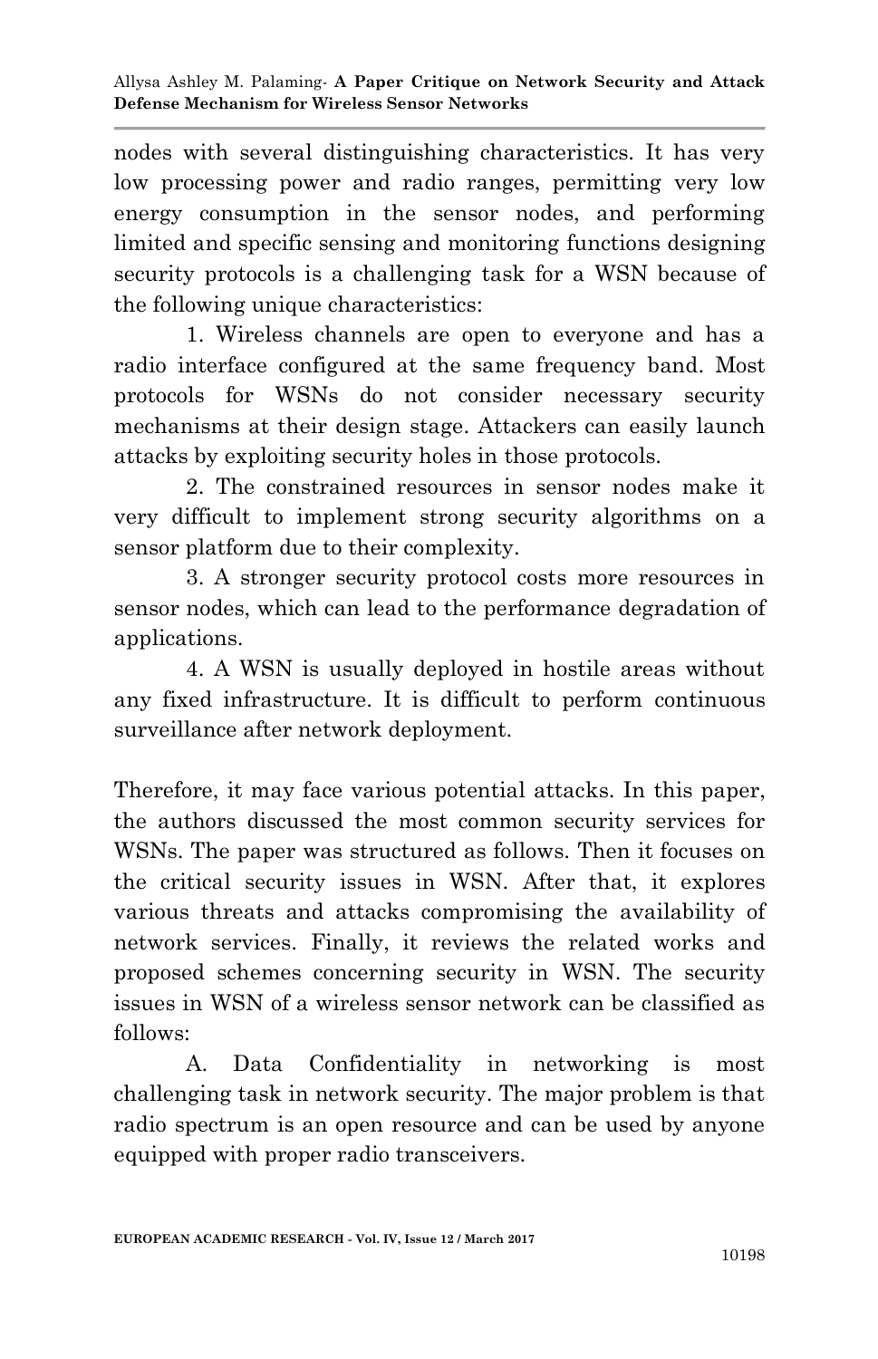nodes with several distinguishing characteristics. It has very low processing power and radio ranges, permitting very low energy consumption in the sensor nodes, and performing limited and specific sensing and monitoring functions designing security protocols is a challenging task for a WSN because of the following unique characteristics:

1. Wireless channels are open to everyone and has a radio interface configured at the same frequency band. Most protocols for WSNs do not consider necessary security mechanisms at their design stage. Attackers can easily launch attacks by exploiting security holes in those protocols.

2. The constrained resources in sensor nodes make it very difficult to implement strong security algorithms on a sensor platform due to their complexity.

3. A stronger security protocol costs more resources in sensor nodes, which can lead to the performance degradation of applications.

4. A WSN is usually deployed in hostile areas without any fixed infrastructure. It is difficult to perform continuous surveillance after network deployment.

Therefore, it may face various potential attacks. In this paper, the authors discussed the most common security services for WSNs. The paper was structured as follows. Then it focuses on the critical security issues in WSN. After that, it explores various threats and attacks compromising the availability of network services. Finally, it reviews the related works and proposed schemes concerning security in WSN. The security issues in WSN of a wireless sensor network can be classified as follows:

A. Data Confidentiality in networking is most challenging task in network security. The major problem is that radio spectrum is an open resource and can be used by anyone equipped with proper radio transceivers.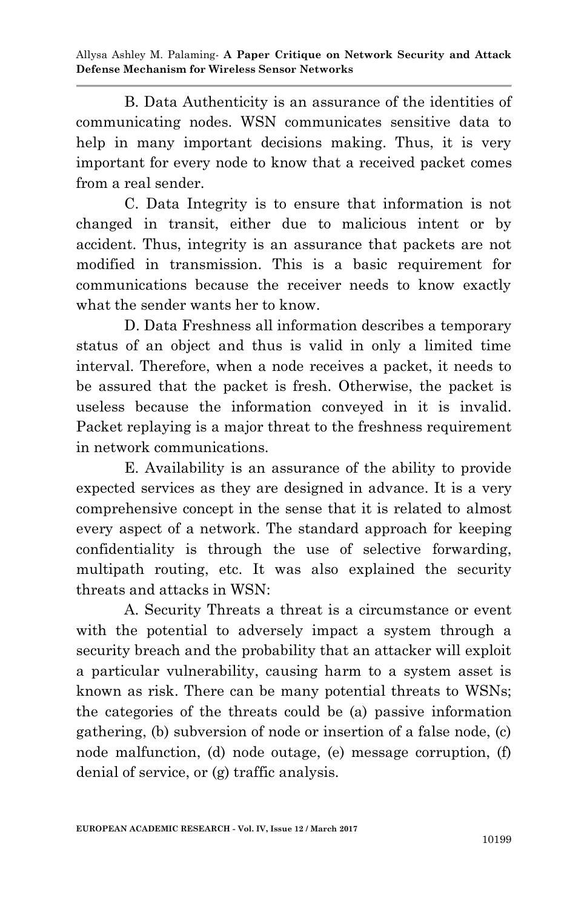B. Data Authenticity is an assurance of the identities of communicating nodes. WSN communicates sensitive data to help in many important decisions making. Thus, it is very important for every node to know that a received packet comes from a real sender.

C. Data Integrity is to ensure that information is not changed in transit, either due to malicious intent or by accident. Thus, integrity is an assurance that packets are not modified in transmission. This is a basic requirement for communications because the receiver needs to know exactly what the sender wants her to know.

D. Data Freshness all information describes a temporary status of an object and thus is valid in only a limited time interval. Therefore, when a node receives a packet, it needs to be assured that the packet is fresh. Otherwise, the packet is useless because the information conveyed in it is invalid. Packet replaying is a major threat to the freshness requirement in network communications.

E. Availability is an assurance of the ability to provide expected services as they are designed in advance. It is a very comprehensive concept in the sense that it is related to almost every aspect of a network. The standard approach for keeping confidentiality is through the use of selective forwarding, multipath routing, etc. It was also explained the security threats and attacks in WSN:

A. Security Threats a threat is a circumstance or event with the potential to adversely impact a system through a security breach and the probability that an attacker will exploit a particular vulnerability, causing harm to a system asset is known as risk. There can be many potential threats to WSNs; the categories of the threats could be (a) passive information gathering, (b) subversion of node or insertion of a false node, (c) node malfunction, (d) node outage, (e) message corruption, (f) denial of service, or (g) traffic analysis.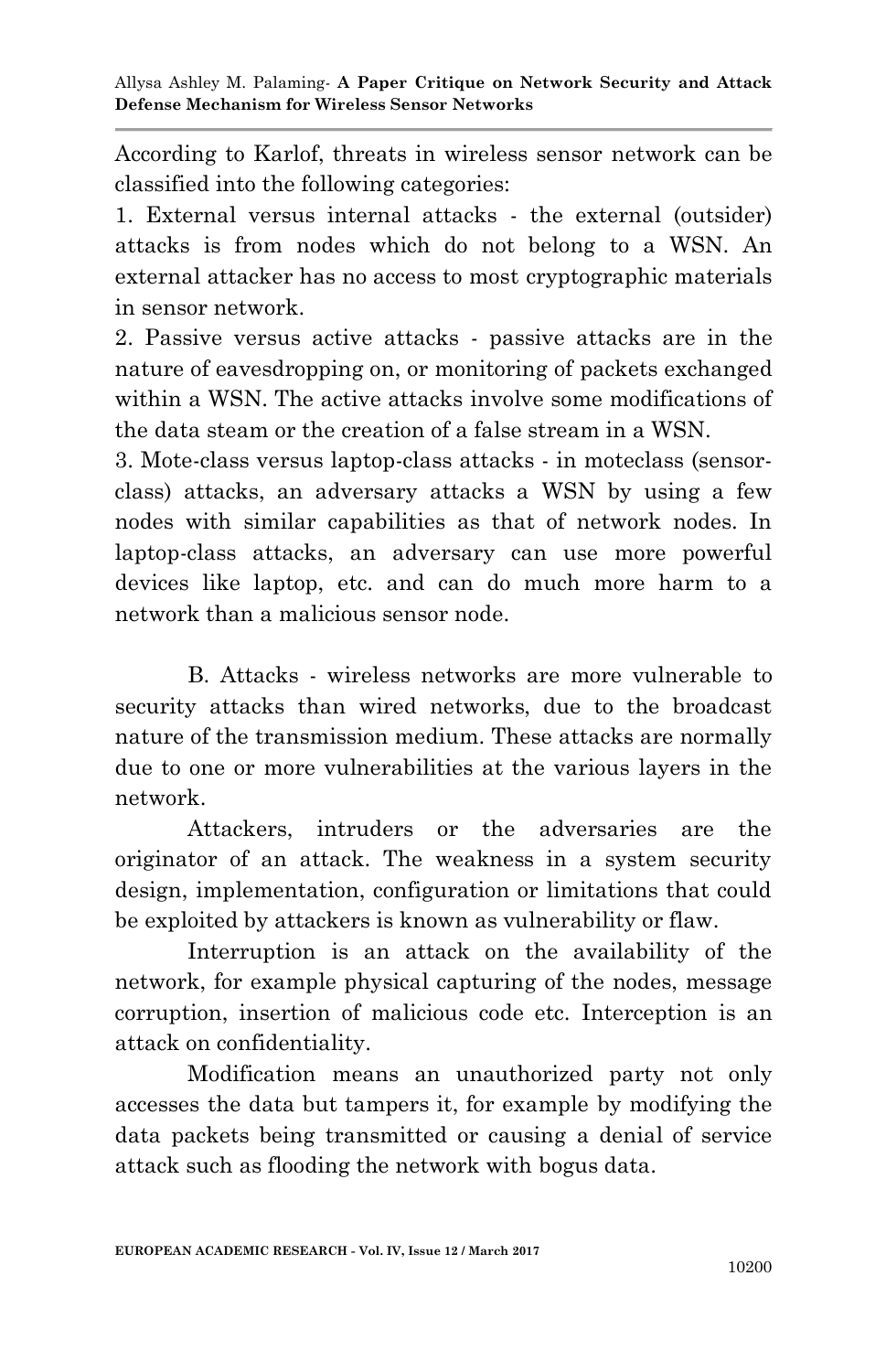According to Karlof, threats in wireless sensor network can be classified into the following categories:

1. External versus internal attacks - the external (outsider) attacks is from nodes which do not belong to a WSN. An external attacker has no access to most cryptographic materials in sensor network.
2. Passive versus active attacks - passive attacks are in the nature of eavesdropping on, or monitoring of packets exchanged within a WSN. The active attacks involve some modifications of the data steam or the creation of a false stream in a WSN.
3. Mote-class versus laptop-class attacks - in moteclass (sensor-class) attacks, an adversary attacks a WSN by using a few nodes with similar capabilities as that of network nodes. In laptop-class attacks, an adversary can use more powerful devices like laptop, etc. and can do much more harm to a network than a malicious sensor node.

B. Attacks - wireless networks are more vulnerable to security attacks than wired networks, due to the broadcast nature of the transmission medium. These attacks are normally due to one or more vulnerabilities at the various layers in the network.

Attackers, intruders or the adversaries are the originator of an attack. The weakness in a system security design, implementation, configuration or limitations that could be exploited by attackers is known as vulnerability or flaw.

Interruption is an attack on the availability of the network, for example physical capturing of the nodes, message corruption, insertion of malicious code etc. Interception is an attack on confidentiality.

Modification means an unauthorized party not only accesses the data but tampers it, for example by modifying the data packets being transmitted or causing a denial of service attack such as flooding the network with bogus data.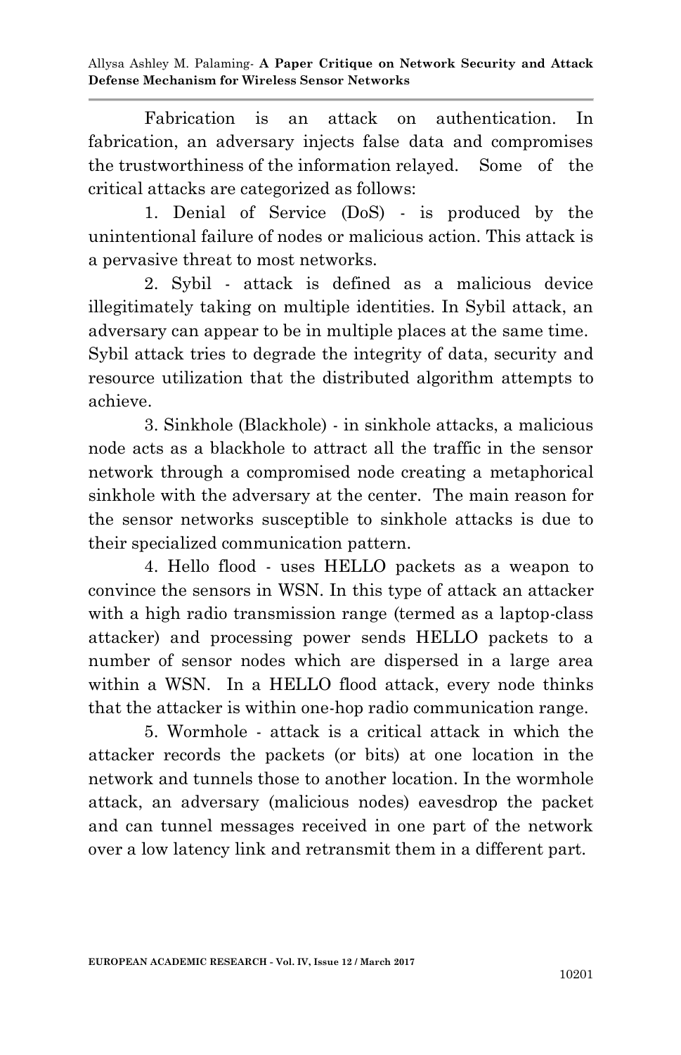Fabrication is an attack on authentication. In fabrication, an adversary injects false data and compromises the trustworthiness of the information relayed. Some of the critical attacks are categorized as follows:

1. Denial of Service (DoS) - is produced by the unintentional failure of nodes or malicious action. This attack is a pervasive threat to most networks.

2. Sybil - attack is defined as a malicious device illegitimately taking on multiple identities. In Sybil attack, an adversary can appear to be in multiple places at the same time. Sybil attack tries to degrade the integrity of data, security and resource utilization that the distributed algorithm attempts to achieve.

3. Sinkhole (Blackhole) - in sinkhole attacks, a malicious node acts as a blackhole to attract all the traffic in the sensor network through a compromised node creating a metaphorical sinkhole with the adversary at the center. The main reason for the sensor networks susceptible to sinkhole attacks is due to their specialized communication pattern.

4. Hello flood - uses HELLO packets as a weapon to convince the sensors in WSN. In this type of attack an attacker with a high radio transmission range (termed as a laptop-class attacker) and processing power sends HELLO packets to a number of sensor nodes which are dispersed in a large area within a WSN. In a HELLO flood attack, every node thinks that the attacker is within one-hop radio communication range.

5. Wormhole - attack is a critical attack in which the attacker records the packets (or bits) at one location in the network and tunnels those to another location. In the wormhole attack, an adversary (malicious nodes) eavesdrop the packet and can tunnel messages received in one part of the network over a low latency link and retransmit them in a different part.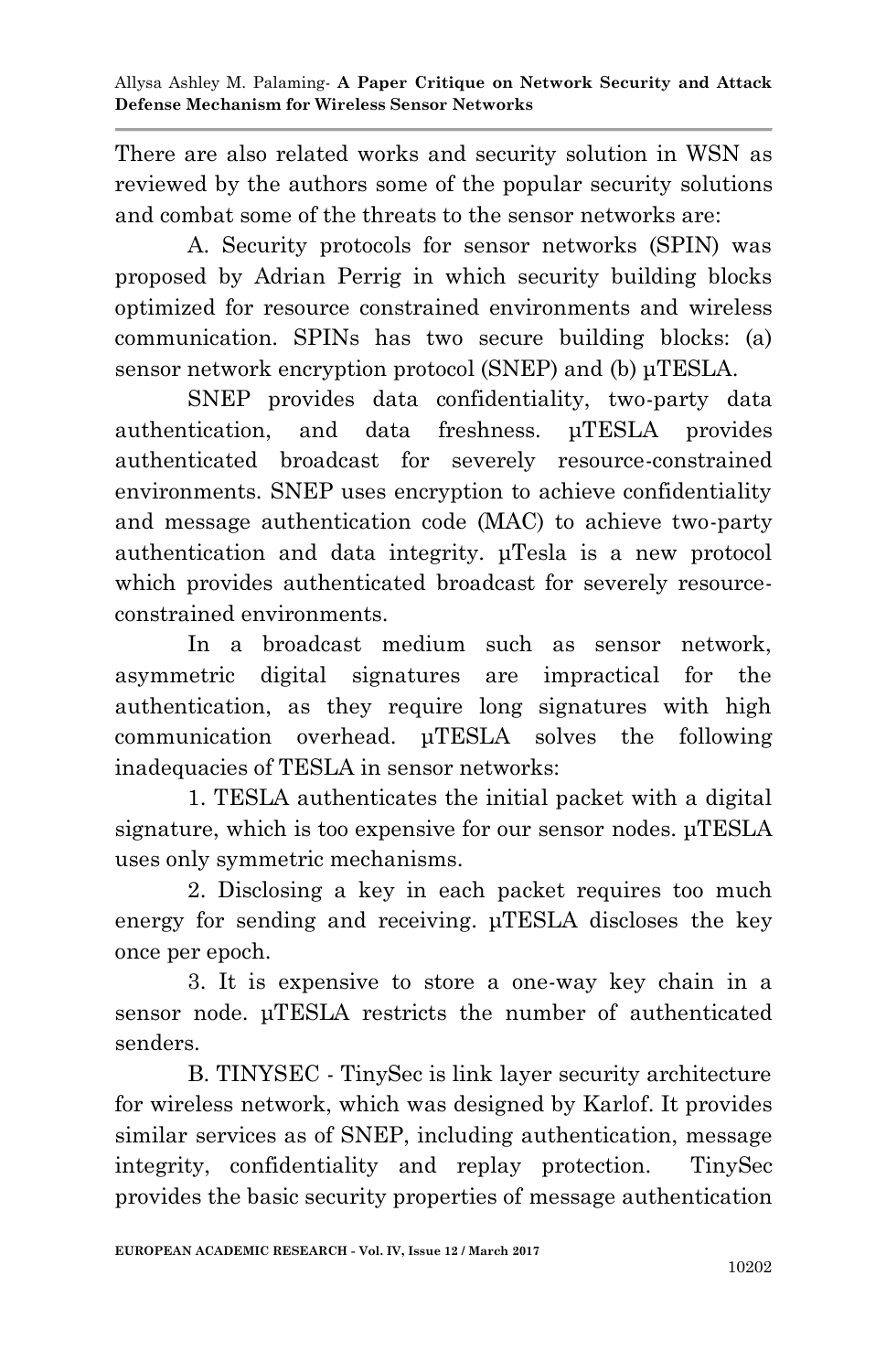There are also related works and security solution in WSN as reviewed by the authors some of the popular security solutions and combat some of the threats to the sensor networks are:

A. Security protocols for sensor networks (SPIN) was proposed by Adrian Perrig in which security building blocks optimized for resource constrained environments and wireless communication. SPINs has two secure building blocks: (a) sensor network encryption protocol (SNEP) and (b) µTESLA.

SNEP provides data confidentiality, two-party data authentication, and data freshness. µTESLA provides authenticated broadcast for severely resource-constrained environments. SNEP uses encryption to achieve confidentiality and message authentication code (MAC) to achieve two-party authentication and data integrity. µTesla is a new protocol which provides authenticated broadcast for severely resource-constrained environments.

In a broadcast medium such as sensor network, asymmetric digital signatures are impractical for the authentication, as they require long signatures with high communication overhead. µTESLA solves the following inadequacies of TESLA in sensor networks:

1. TESLA authenticates the initial packet with a digital signature, which is too expensive for our sensor nodes. µTESLA uses only symmetric mechanisms.

2. Disclosing a key in each packet requires too much energy for sending and receiving. µTESLA discloses the key once per epoch.

3. It is expensive to store a one-way key chain in a sensor node. µTESLA restricts the number of authenticated senders.

B. TINYSEC - TinySec is link layer security architecture for wireless network, which was designed by Karlof. It provides similar services as of SNEP, including authentication, message integrity, confidentiality and replay protection. TinySec provides the basic security properties of message authentication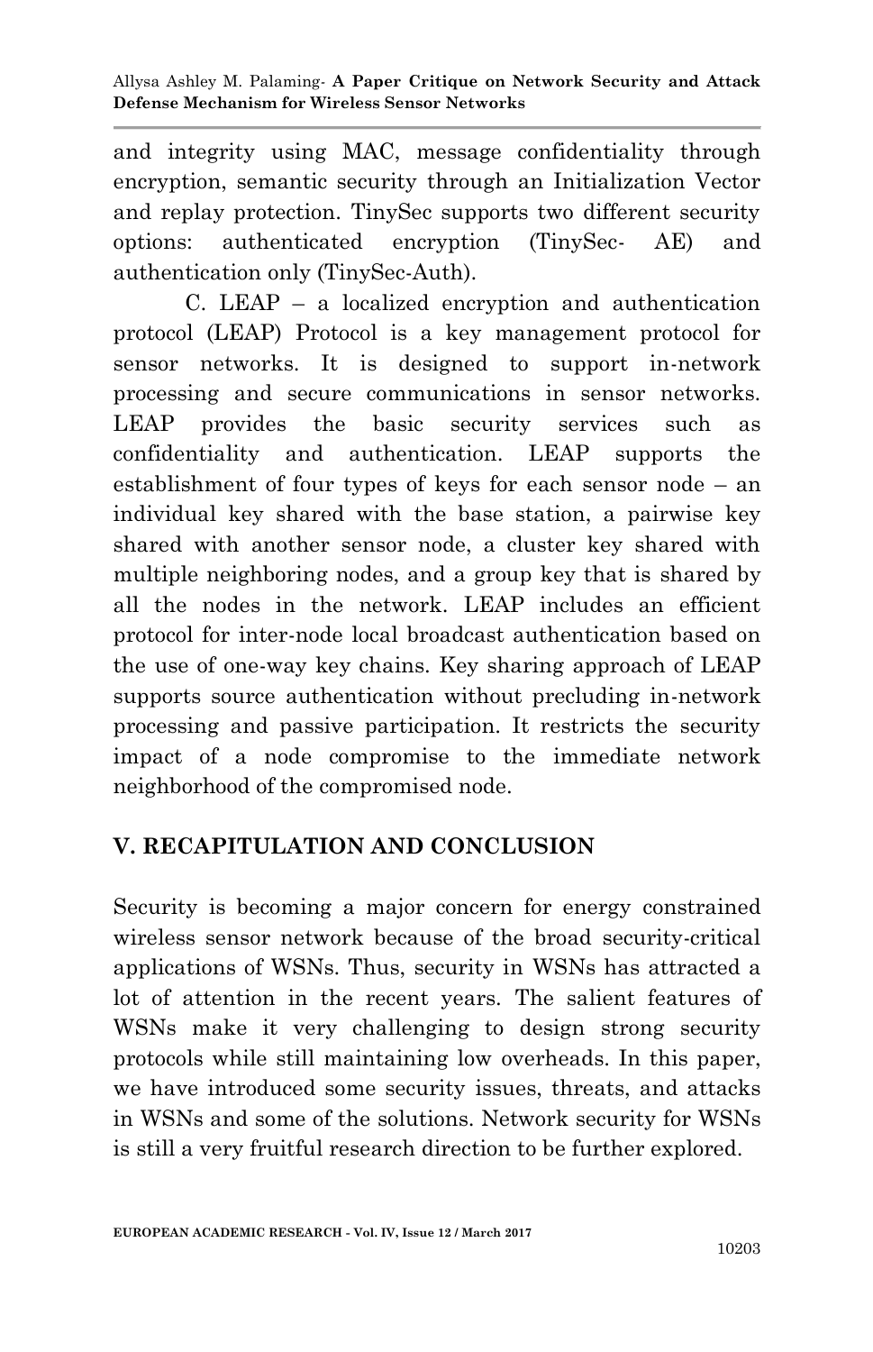and integrity using MAC, message confidentiality through encryption, semantic security through an Initialization Vector and replay protection. TinySec supports two different security options: authenticated encryption (TinySec- AE) and authentication only (TinySec-Auth).

C. LEAP – a localized encryption and authentication protocol (LEAP) Protocol is a key management protocol for sensor networks. It is designed to support in-network processing and secure communications in sensor networks. LEAP provides the basic security services such as confidentiality and authentication. LEAP supports the establishment of four types of keys for each sensor node – an individual key shared with the base station, a pairwise key shared with another sensor node, a cluster key shared with multiple neighboring nodes, and a group key that is shared by all the nodes in the network. LEAP includes an efficient protocol for inter-node local broadcast authentication based on the use of one-way key chains. Key sharing approach of LEAP supports source authentication without precluding in-network processing and passive participation. It restricts the security impact of a node compromise to the immediate network neighborhood of the compromised node.

## V. RECAPITULATION AND CONCLUSION

Security is becoming a major concern for energy constrained wireless sensor network because of the broad security-critical applications of WSNs. Thus, security in WSNs has attracted a lot of attention in the recent years. The salient features of WSNs make it very challenging to design strong security protocols while still maintaining low overheads. In this paper, we have introduced some security issues, threats, and attacks in WSNs and some of the solutions. Network security for WSNs is still a very fruitful research direction to be further explored.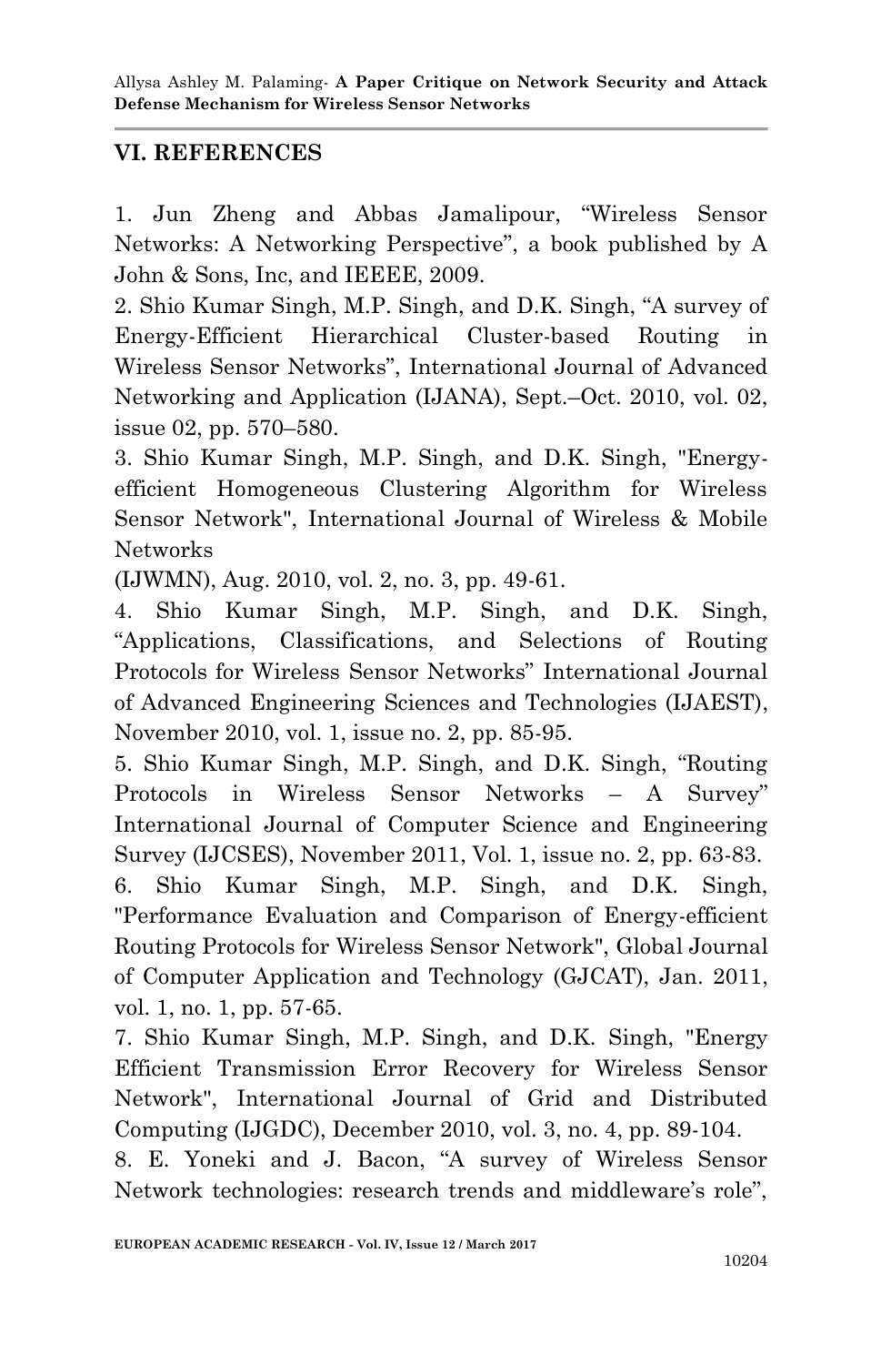## VI. REFERENCES

1. Jun Zheng and Abbas Jamalipour, “Wireless Sensor Networks: A Networking Perspective”, a book published by A John & Sons, Inc, and IEEEE, 2009.
2. Shio Kumar Singh, M.P. Singh, and D.K. Singh, “A survey of Energy-Efficient Hierarchical Cluster-based Routing in Wireless Sensor Networks”, International Journal of Advanced Networking and Application (IJANA), Sept.–Oct. 2010, vol. 02, issue 02, pp. 570–580.
3. Shio Kumar Singh, M.P. Singh, and D.K. Singh, "Energy-efficient Homogeneous Clustering Algorithm for Wireless Sensor Network", International Journal of Wireless & Mobile Networks
(IJWMN), Aug. 2010, vol. 2, no. 3, pp. 49-61.
4. Shio Kumar Singh, M.P. Singh, and D.K. Singh, “Applications, Classifications, and Selections of Routing Protocols for Wireless Sensor Networks” International Journal of Advanced Engineering Sciences and Technologies (IJAEST), November 2010, vol. 1, issue no. 2, pp. 85-95.
5. Shio Kumar Singh, M.P. Singh, and D.K. Singh, “Routing Protocols in Wireless Sensor Networks – A Survey” International Journal of Computer Science and Engineering Survey (IJCSES), November 2011, Vol. 1, issue no. 2, pp. 63-83.
6. Shio Kumar Singh, M.P. Singh, and D.K. Singh, "Performance Evaluation and Comparison of Energy-efficient Routing Protocols for Wireless Sensor Network", Global Journal of Computer Application and Technology (GJCAT), Jan. 2011, vol. 1, no. 1, pp. 57-65.
7. Shio Kumar Singh, M.P. Singh, and D.K. Singh, "Energy Efficient Transmission Error Recovery for Wireless Sensor Network", International Journal of Grid and Distributed Computing (IJGDC), December 2010, vol. 3, no. 4, pp. 89-104.
8. E. Yoneki and J. Bacon, “A survey of Wireless Sensor Network technologies: research trends and middleware’s role”,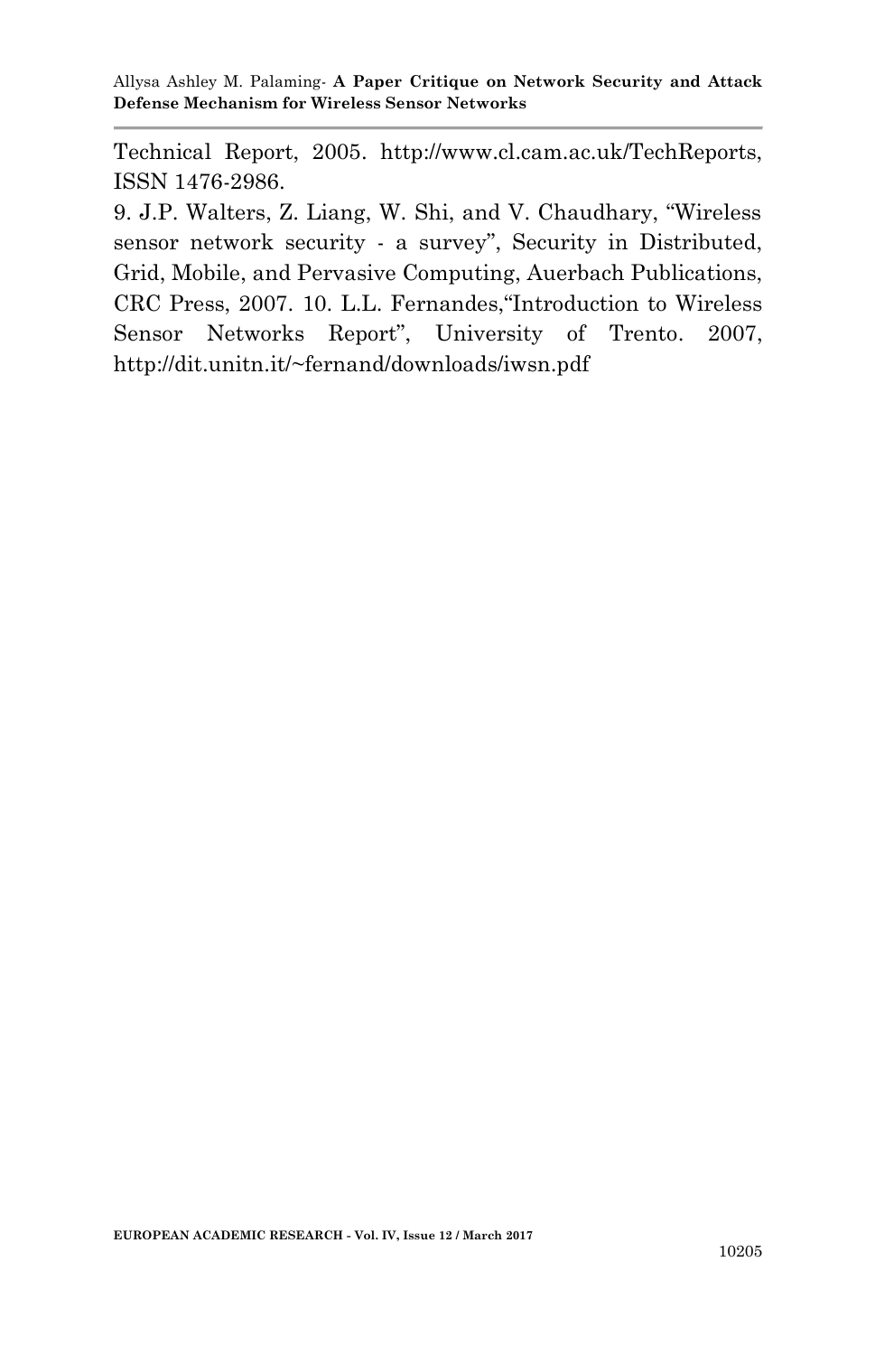Technical Report, 2005. http://www.cl.cam.ac.uk/TechReports, ISSN 1476-2986.

9. J.P. Walters, Z. Liang, W. Shi, and V. Chaudhary, "Wireless sensor network security - a survey", Security in Distributed, Grid, Mobile, and Pervasive Computing, Auerbach Publications, CRC Press, 2007. 10. L.L. Fernandes,"Introduction to Wireless Sensor Networks Report", University of Trento. 2007, http://dit.unitn.it/~fernand/downloads/iwsn.pdf